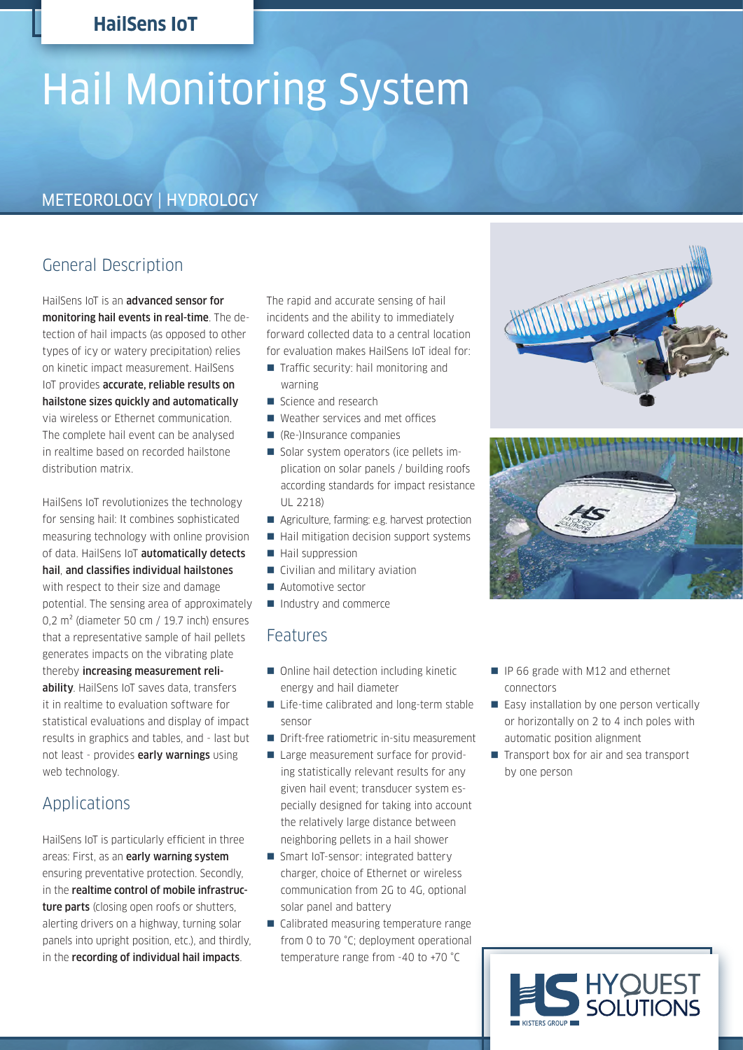**HailSens IoT**

# Hail Monitoring System

METEOROLOGY | HYDROLOGY

## General Description

HailSens IoT is an **advanced sensor for monitoring hail events in real-time**. The detection of hail impacts (as opposed to other types of icy or watery precipitation) relies on kinetic impact measurement. HailSens IoT provides **accurate, reliable results on hailstone sizes quickly and automatically** via wireless or Ethernet communication. The complete hail event can be analysed in realtime based on recorded hailstone distribution matrix.

HailSens IoT revolutionizes the technology for sensing hail: It combines sophisticated measuring technology with online provision of data. HailSens IoT **automatically detects hail**, **and classifies individual hailstones** with respect to their size and damage potential. The sensing area of approximately 0,2 m² (diameter 50 cm / 19.7 inch) ensures that a representative sample of hail pellets generates impacts on the vibrating plate thereby **increasing measurement reliability**. HailSens IoT saves data, transfers it in realtime to evaluation software for statistical evaluations and display of impact results in graphics and tables, and - last but not least - provides **early warnings** using web technology.

## Applications

HailSens IoT is particularly efficient in three areas: First, as an **early warning system** ensuring preventative protection. Secondly, in the **realtime control of mobile infrastructure parts** (closing open roofs or shutters, alerting drivers on a highway, turning solar panels into upright position, etc.), and thirdly, in the **recording of individual hail impacts**.

The rapid and accurate sensing of hail incidents and the ability to immediately forward collected data to a central location for evaluation makes HailSens IoT ideal for:

- Traffic security: hail monitoring and warning
- Science and research
- Weather services and met offices
- (Re-)Insurance companies
- Solar system operators (ice pellets implication on solar panels / building roofs according standards for impact resistance UL 2218)
- Agriculture, farming: e.g. harvest protection
- Hail mitigation decision support systems
- Hail suppression
- Civilian and military aviation
- Automotive sector
- Industry and commerce

## Features

- Online hail detection including kinetic energy and hail diameter
- Life-time calibrated and long-term stable sensor
- Drift-free ratiometric in-situ measurement
- Large measurement surface for providing statistically relevant results for any given hail event; transducer system especially designed for taking into account the relatively large distance between neighboring pellets in a hail shower
- Smart IoT-sensor: integrated battery charger, choice of Ethernet or wireless communication from 2G to 4G, optional solar panel and battery
- Calibrated measuring temperature range from 0 to 70 °C; deployment operational temperature range from -40 to +70 °C
- IP 66 grade with M12 and ethernet connectors
- Easy installation by one person vertically or horizontally on 2 to 4 inch poles with automatic position alignment
- Transport box for air and sea transport by one person

HYQUEST SOLUTIONS
KISTERS GROUP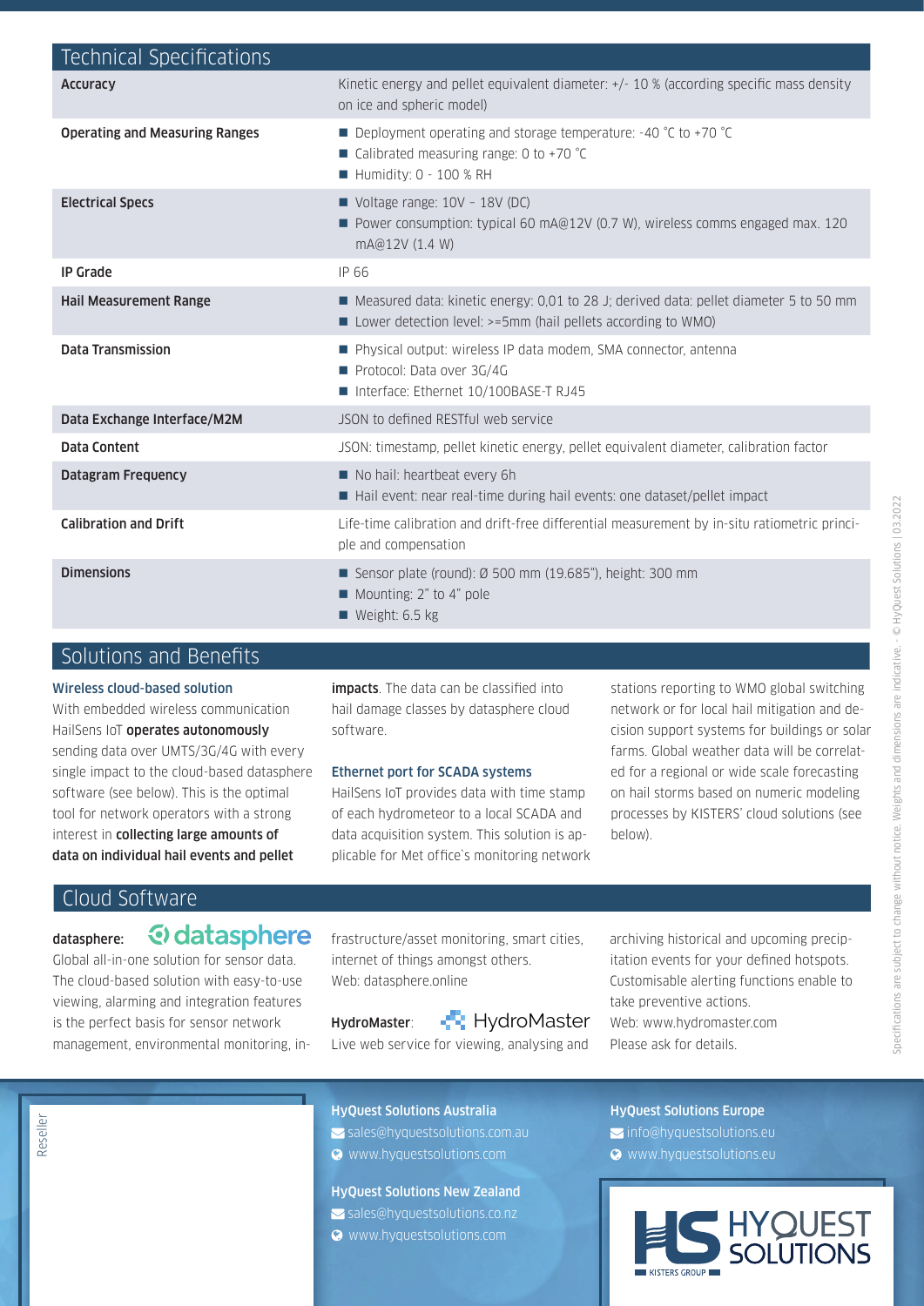## Technical Specifications

| | |
|---|---|
| **Accuracy** | Kinetic energy and pellet equivalent diameter: +/- 10 % (according specific mass density on ice and spheric model) |
| **Operating and Measuring Ranges** | ■ Deployment operating and storage temperature: -40 °C to +70 °C<br>■ Calibrated measuring range: 0 to +70 °C<br>■ Humidity: 0 - 100 % RH |
| **Electrical Specs** | ■ Voltage range: 10V – 18V (DC)<br>■ Power consumption: typical 60 mA@12V (0.7 W), wireless comms engaged max. 120 mA@12V (1.4 W) |
| **IP Grade** | IP 66 |
| **Hail Measurement Range** | ■ Measured data: kinetic energy: 0,01 to 28 J; derived data: pellet diameter 5 to 50 mm<br>■ Lower detection level: >=5mm (hail pellets according to WMO) |
| **Data Transmission** | ■ Physical output: wireless IP data modem, SMA connector, antenna<br>■ Protocol: Data over 3G/4G<br>■ Interface: Ethernet 10/100BASE-T RJ45 |
| **Data Exchange Interface/M2M** | JSON to defined RESTful web service |
| **Data Content** | JSON: timestamp, pellet kinetic energy, pellet equivalent diameter, calibration factor |
| **Datagram Frequency** | ■ No hail: heartbeat every 6h<br>■ Hail event: near real-time during hail events: one dataset/pellet impact |
| **Calibration and Drift** | Life-time calibration and drift-free differential measurement by in-situ ratiometric principle and compensation |
| **Dimensions** | ■ Sensor plate (round): Ø 500 mm (19.685"), height: 300 mm<br>■ Mounting: 2" to 4" pole<br>■ Weight: 6.5 kg |

## Solutions and Benefits

### Wireless cloud-based solution

With embedded wireless communication HailSens IoT **operates autonomously** sending data over UMTS/3G/4G with every single impact to the cloud-based datasphere software (see below). This is the optimal tool for network operators with a strong interest in **collecting large amounts of data on individual hail events and pellet impacts**. The data can be classified into hail damage classes by datasphere cloud software.

### Ethernet port for SCADA systems

HailSens IoT provides data with time stamp of each hydrometeor to a local SCADA and data acquisition system. This solution is applicable for Met office`s monitoring network stations reporting to WMO global switching network or for local hail mitigation and decision support systems for buildings or solar farms. Global weather data will be correlated for a regional or wide scale forecasting on hail storms based on numeric modeling processes by KISTERS' cloud solutions (see below).

## Cloud Software

**datasphere:** datasphere

Global all-in-one solution for sensor data. The cloud-based solution with easy-to-use viewing, alarming and integration features is the perfect basis for sensor network management, environmental monitoring, infrastructure/asset monitoring, smart cities, internet of things amongst others.

Web: datasphere.online

**HydroMaster**: HydroMaster

Live web service for viewing, analysing and archiving historical and upcoming precipitation events for your defined hotspots. Customisable alerting functions enable to take preventive actions.

Web: www.hydromaster.com

Please ask for details.

Reseller

**HyQuest Solutions Australia**
sales@hyquestsolutions.com.au
www.hyquestsolutions.com

**HyQuest Solutions New Zealand**
sales@hyquestsolutions.co.nz
www.hyquestsolutions.com

**HyQuest Solutions Europe**
info@hyquestsolutions.eu
www.hyquestsolutions.eu

HYQUEST SOLUTIONS
KISTERS GROUP

Specifications are subject to change without notice. Weights and dimensions are indicative. - © HyQuest Solutions | 03.2022